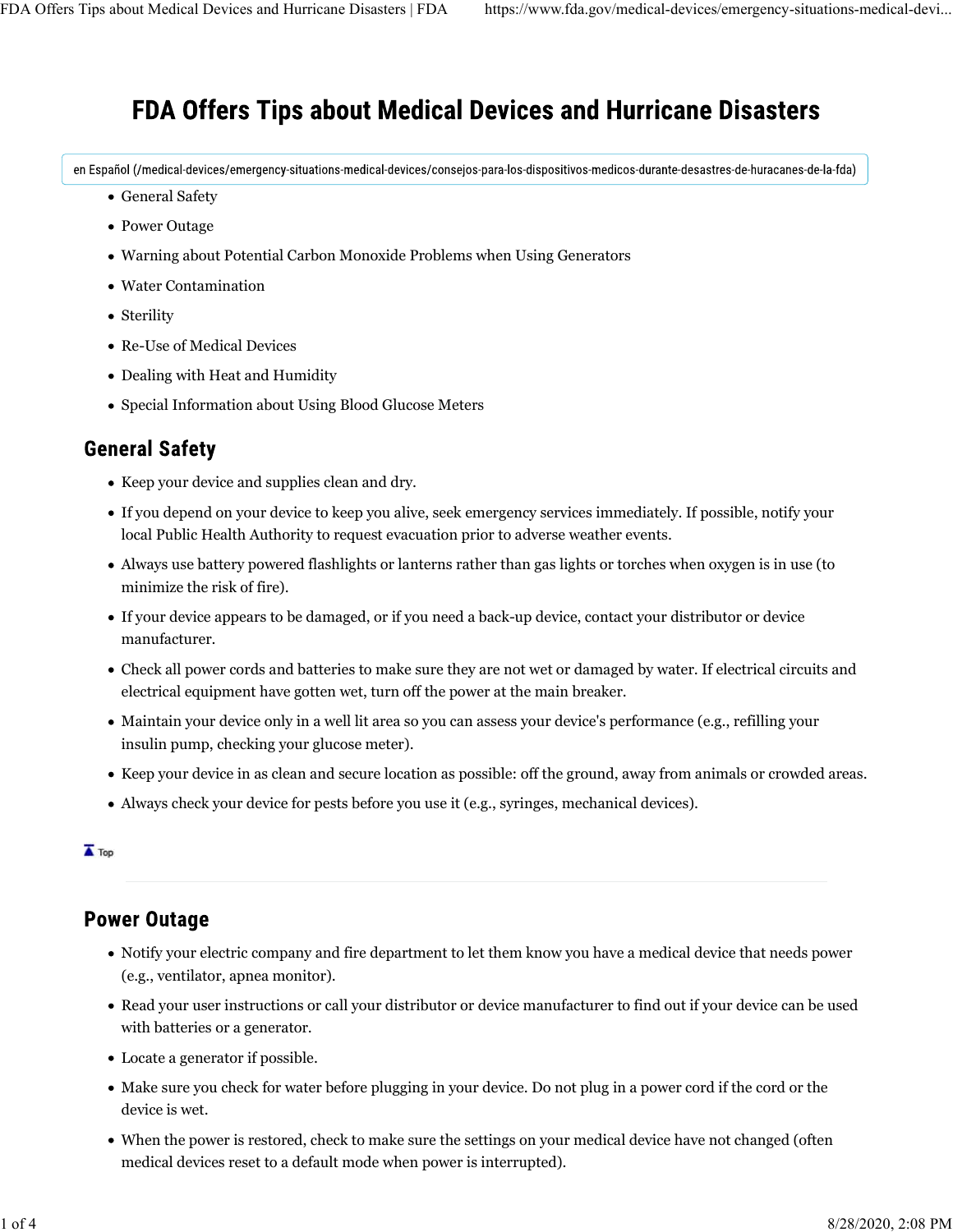# FDA Offers Tips about Medical Devices and Hurricane Disasters

en Español (/medical-devices/emergency-situations-medical-devices/consejos-para-los-dispositivos-medicos-durante-desastres-de-huracanes-de-la-fda)

- General Safety
- Power Outage
- Warning about Potential Carbon Monoxide Problems when Using Generators
- Water Contamination
- Sterility
- Re-Use of Medical Devices
- Dealing with Heat and Humidity
- Special Information about Using Blood Glucose Meters

## General Safety

- Keep your device and supplies clean and dry.
- If you depend on your device to keep you alive, seek emergency services immediately. If possible, notify your local Public Health Authority to request evacuation prior to adverse weather events.
- Always use battery powered flashlights or lanterns rather than gas lights or torches when oxygen is in use (to minimize the risk of fire).
- If your device appears to be damaged, or if you need a back-up device, contact your distributor or device manufacturer.
- Check all power cords and batteries to make sure they are not wet or damaged by water. If electrical circuits and electrical equipment have gotten wet, turn off the power at the main breaker.
- Maintain your device only in a well lit area so you can assess your device's performance (e.g., refilling your insulin pump, checking your glucose meter).
- Keep your device in as clean and secure location as possible: off the ground, away from animals or crowded areas.
- Always check your device for pests before you use it (e.g., syringes, mechanical devices).

Top

## Power Outage

- Notify your electric company and fire department to let them know you have a medical device that needs power (e.g., ventilator, apnea monitor).
- Read your user instructions or call your distributor or device manufacturer to find out if your device can be used with batteries or a generator.
- Locate a generator if possible.
- Make sure you check for water before plugging in your device. Do not plug in a power cord if the cord or the device is wet.
- When the power is restored, check to make sure the settings on your medical device have not changed (often medical devices reset to a default mode when power is interrupted).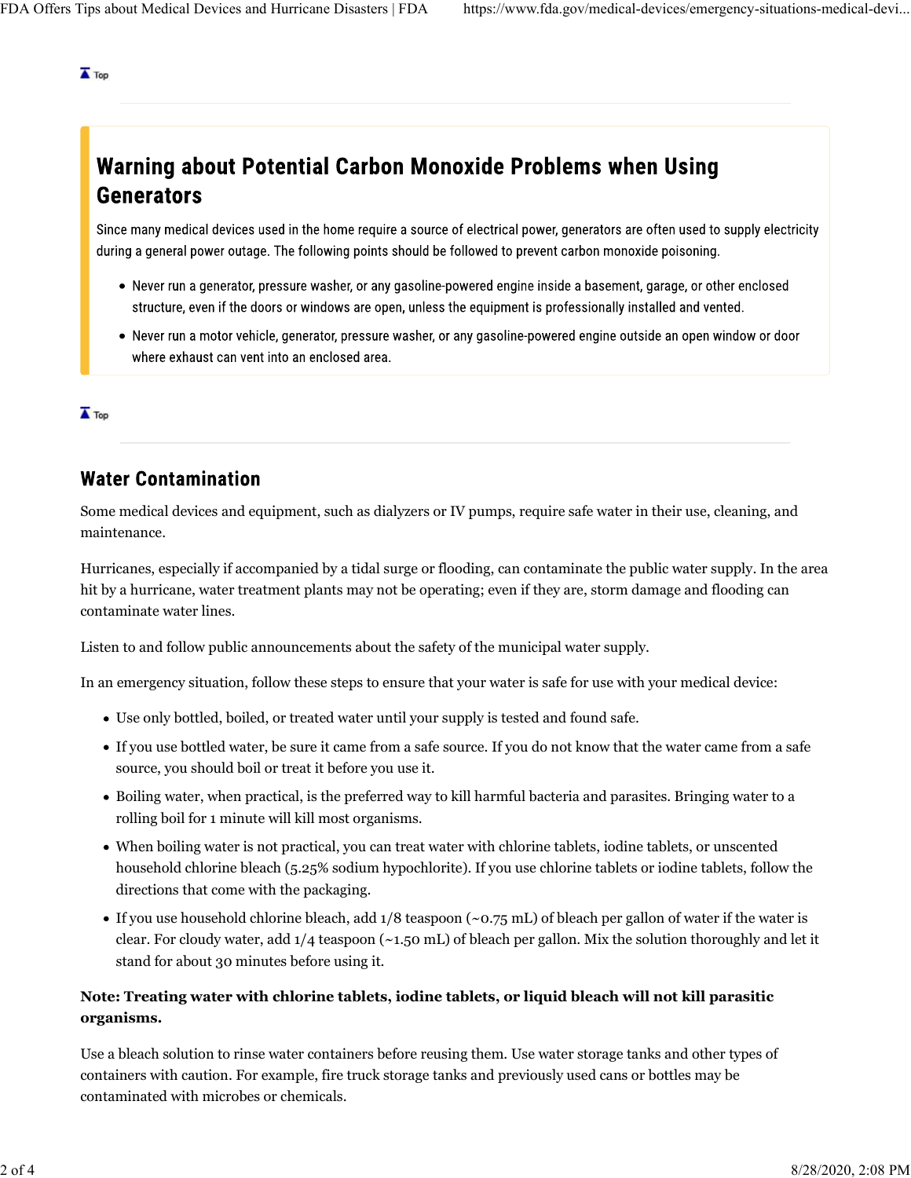## Warning about Potential Carbon Monoxide Problems when Using Generators

Since many medical devices used in the home require a source of electrical power, generators are often used to supply electricity during a general power outage. The following points should be followed to prevent carbon monoxide poisoning.

- Never run a generator, pressure washer, or any gasoline-powered engine inside a basement, garage, or other enclosed structure, even if the doors or windows are open, unless the equipment is professionally installed and vented.
- Never run a motor vehicle, generator, pressure washer, or any gasoline-powered engine outside an open window or door where exhaust can vent into an enclosed area.

## Water Contamination

Some medical devices and equipment, such as dialyzers or IV pumps, require safe water in their use, cleaning, and maintenance.

Hurricanes, especially if accompanied by a tidal surge or flooding, can contaminate the public water supply. In the area hit by a hurricane, water treatment plants may not be operating; even if they are, storm damage and flooding can contaminate water lines.

Listen to and follow public announcements about the safety of the municipal water supply.

In an emergency situation, follow these steps to ensure that your water is safe for use with your medical device:

- Use only bottled, boiled, or treated water until your supply is tested and found safe.
- If you use bottled water, be sure it came from a safe source. If you do not know that the water came from a safe source, you should boil or treat it before you use it.
- Boiling water, when practical, is the preferred way to kill harmful bacteria and parasites. Bringing water to a rolling boil for 1 minute will kill most organisms.
- When boiling water is not practical, you can treat water with chlorine tablets, iodine tablets, or unscented household chlorine bleach (5.25% sodium hypochlorite). If you use chlorine tablets or iodine tablets, follow the directions that come with the packaging.
- If you use household chlorine bleach, add 1/8 teaspoon (~0.75 mL) of bleach per gallon of water if the water is clear. For cloudy water, add 1/4 teaspoon (~1.50 mL) of bleach per gallon. Mix the solution thoroughly and let it stand for about 30 minutes before using it.

**Note: Treating water with chlorine tablets, iodine tablets, or liquid bleach will not kill parasitic organisms.**

Use a bleach solution to rinse water containers before reusing them. Use water storage tanks and other types of containers with caution. For example, fire truck storage tanks and previously used cans or bottles may be contaminated with microbes or chemicals.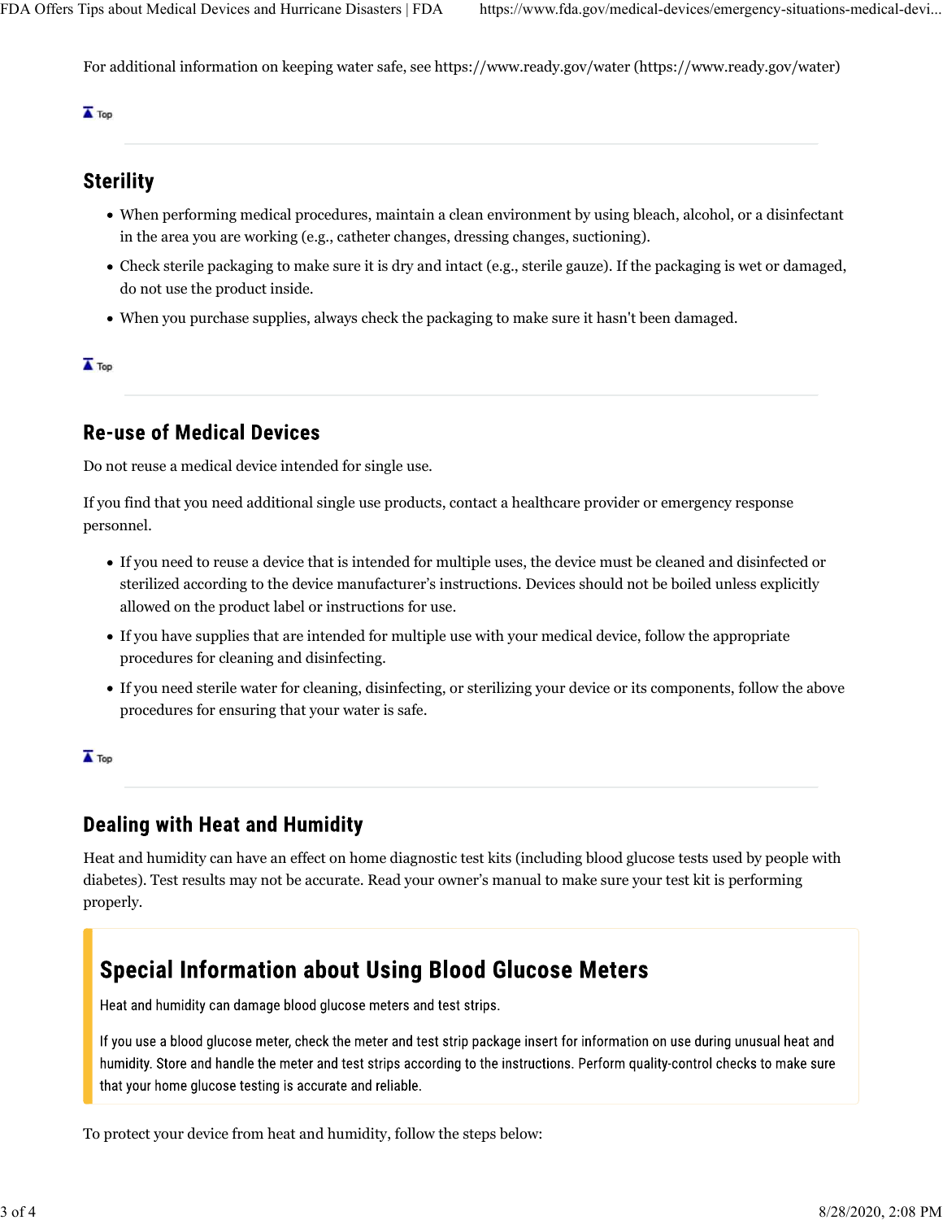For additional information on keeping water safe, see https://www.ready.gov/water (https://www.ready.gov/water)

Top

## Sterility

- When performing medical procedures, maintain a clean environment by using bleach, alcohol, or a disinfectant in the area you are working (e.g., catheter changes, dressing changes, suctioning).
- Check sterile packaging to make sure it is dry and intact (e.g., sterile gauze). If the packaging is wet or damaged, do not use the product inside.
- When you purchase supplies, always check the packaging to make sure it hasn't been damaged.

Top

## Re-use of Medical Devices

Do not reuse a medical device intended for single use.

If you find that you need additional single use products, contact a healthcare provider or emergency response personnel.

- If you need to reuse a device that is intended for multiple uses, the device must be cleaned and disinfected or sterilized according to the device manufacturer's instructions. Devices should not be boiled unless explicitly allowed on the product label or instructions for use.
- If you have supplies that are intended for multiple use with your medical device, follow the appropriate procedures for cleaning and disinfecting.
- If you need sterile water for cleaning, disinfecting, or sterilizing your device or its components, follow the above procedures for ensuring that your water is safe.

Top

## Dealing with Heat and Humidity

Heat and humidity can have an effect on home diagnostic test kits (including blood glucose tests used by people with diabetes). Test results may not be accurate. Read your owner's manual to make sure your test kit is performing properly.

### Special Information about Using Blood Glucose Meters

Heat and humidity can damage blood glucose meters and test strips.

If you use a blood glucose meter, check the meter and test strip package insert for information on use during unusual heat and humidity. Store and handle the meter and test strips according to the instructions. Perform quality-control checks to make sure that your home glucose testing is accurate and reliable.

To protect your device from heat and humidity, follow the steps below: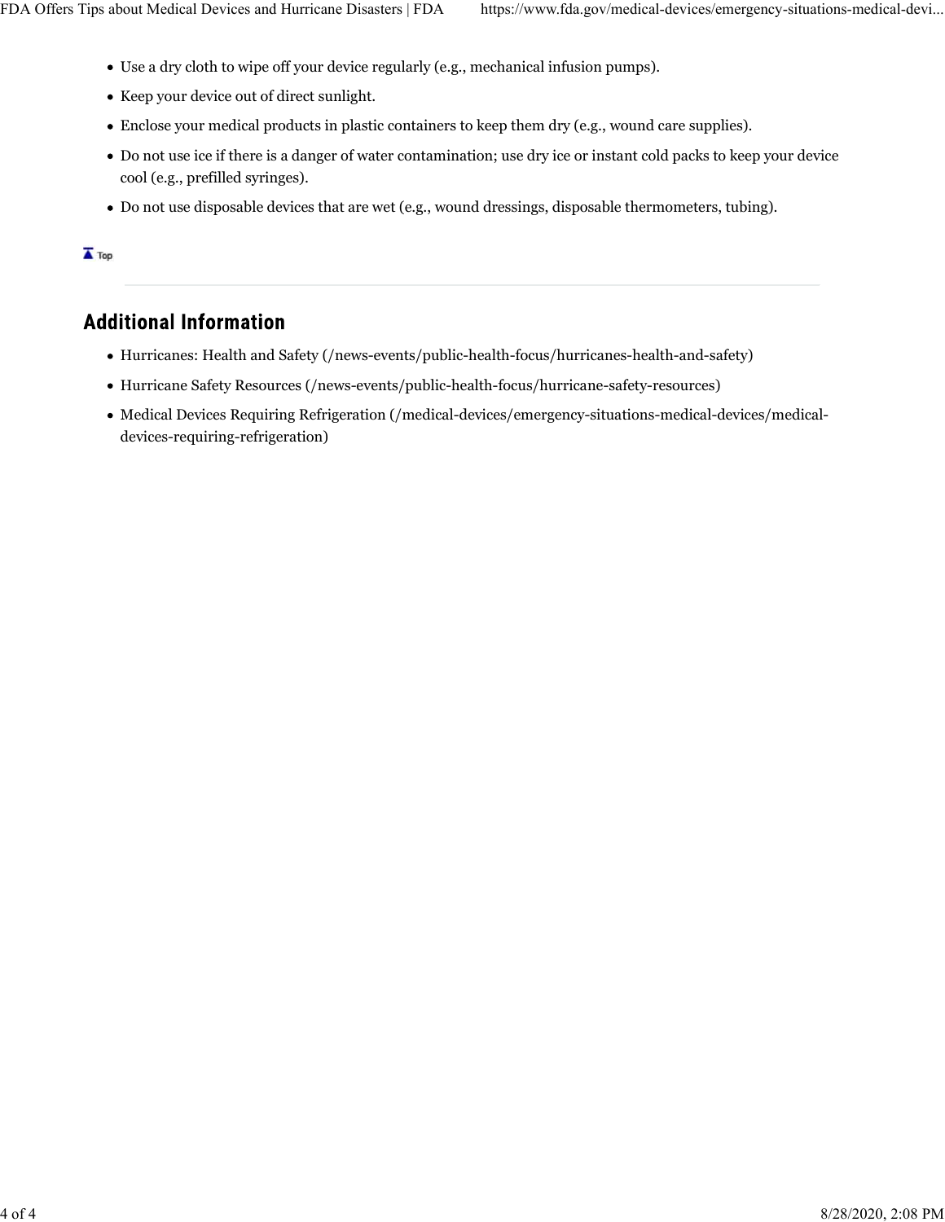- Use a dry cloth to wipe off your device regularly (e.g., mechanical infusion pumps).
- Keep your device out of direct sunlight.
- Enclose your medical products in plastic containers to keep them dry (e.g., wound care supplies).
- Do not use ice if there is a danger of water contamination; use dry ice or instant cold packs to keep your device cool (e.g., prefilled syringes).
- Do not use disposable devices that are wet (e.g., wound dressings, disposable thermometers, tubing).

Top

## Additional Information

- Hurricanes: Health and Safety (/news-events/public-health-focus/hurricanes-health-and-safety)
- Hurricane Safety Resources (/news-events/public-health-focus/hurricane-safety-resources)
- Medical Devices Requiring Refrigeration (/medical-devices/emergency-situations-medical-devices/medical-devices-requiring-refrigeration)